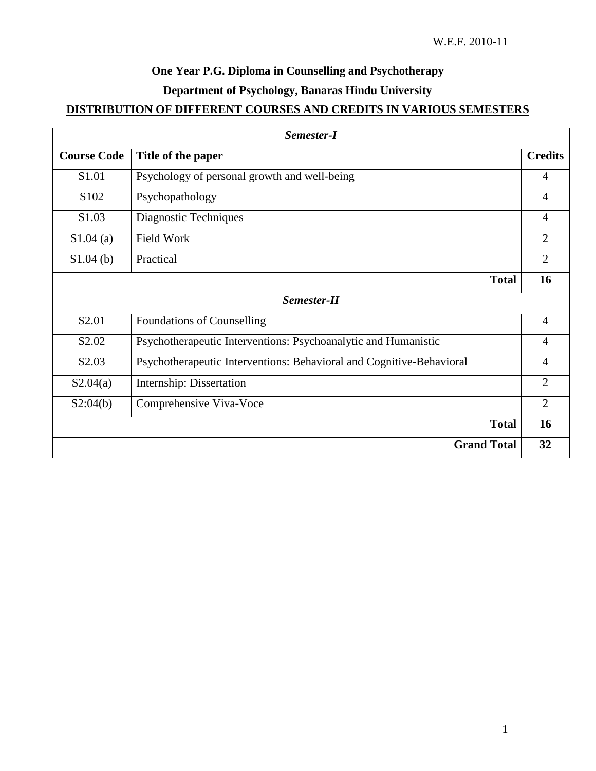W.E.F. 2010-11

**One Year P.G. Diploma in Counselling and Psychotherapy**

**Department of Psychology, Banaras Hindu University**

**DISTRIBUTION OF DIFFERENT COURSES AND CREDITS IN VARIOUS SEMESTERS**

| ***Semester-I*** | | |
|---|---|---|
| **Course Code** | **Title of the paper** | **Credits** |
| S1.01 | Psychology of personal growth and well-being | 4 |
| S102 | Psychopathology | 4 |
| S1.03 | Diagnostic Techniques | 4 |
| S1.04 (a) | Field Work | 2 |
| S1.04 (b) | Practical | 2 |
| | **Total** | **16** |
| ***Semester-II*** | | |
| S2.01 | Foundations of Counselling | 4 |
| S2.02 | Psychotherapeutic Interventions: Psychoanalytic and Humanistic | 4 |
| S2.03 | Psychotherapeutic Interventions: Behavioral and Cognitive-Behavioral | 4 |
| S2.04(a) | Internship: Dissertation | 2 |
| S2:04(b) | Comprehensive Viva-Voce | 2 |
| | **Total** | **16** |
| | **Grand Total** | **32** |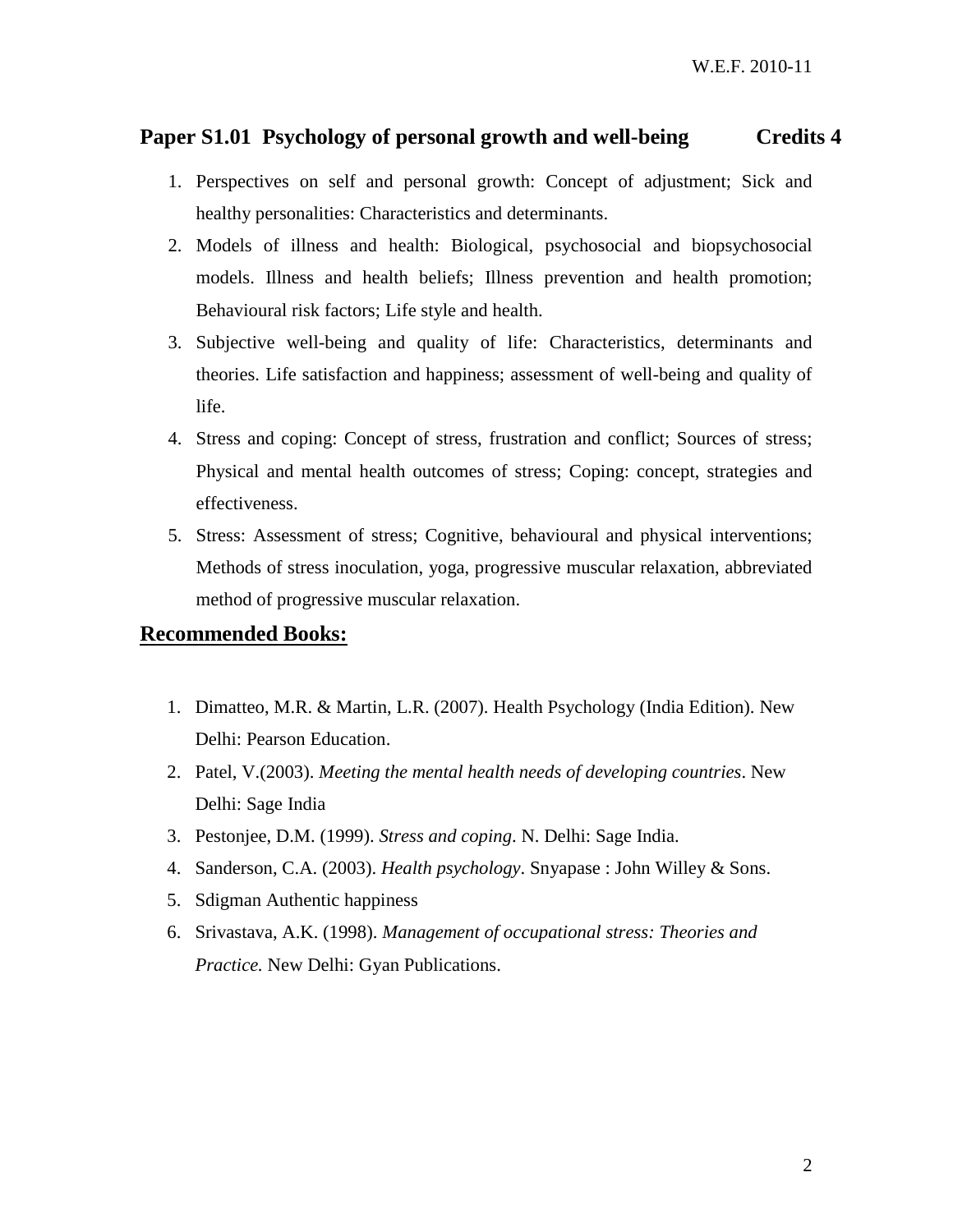W.E.F. 2010-11

## Paper S1.01 Psychology of personal growth and well-being — Credits 4

1. Perspectives on self and personal growth: Concept of adjustment; Sick and healthy personalities: Characteristics and determinants.
2. Models of illness and health: Biological, psychosocial and biopsychosocial models. Illness and health beliefs; Illness prevention and health promotion; Behavioural risk factors; Life style and health.
3. Subjective well-being and quality of life: Characteristics, determinants and theories. Life satisfaction and happiness; assessment of well-being and quality of life.
4. Stress and coping: Concept of stress, frustration and conflict; Sources of stress; Physical and mental health outcomes of stress; Coping: concept, strategies and effectiveness.
5. Stress: Assessment of stress; Cognitive, behavioural and physical interventions; Methods of stress inoculation, yoga, progressive muscular relaxation, abbreviated method of progressive muscular relaxation.

## Recommended Books:

1. Dimatteo, M.R. & Martin, L.R. (2007). Health Psychology (India Edition). New Delhi: Pearson Education.
2. Patel, V.(2003). *Meeting the mental health needs of developing countries*. New Delhi: Sage India
3. Pestonjee, D.M. (1999). *Stress and coping*. N. Delhi: Sage India.
4. Sanderson, C.A. (2003). *Health psychology*. Snyapase : John Willey & Sons.
5. Sdigman Authentic happiness
6. Srivastava, A.K. (1998). *Management of occupational stress: Theories and Practice.* New Delhi: Gyan Publications.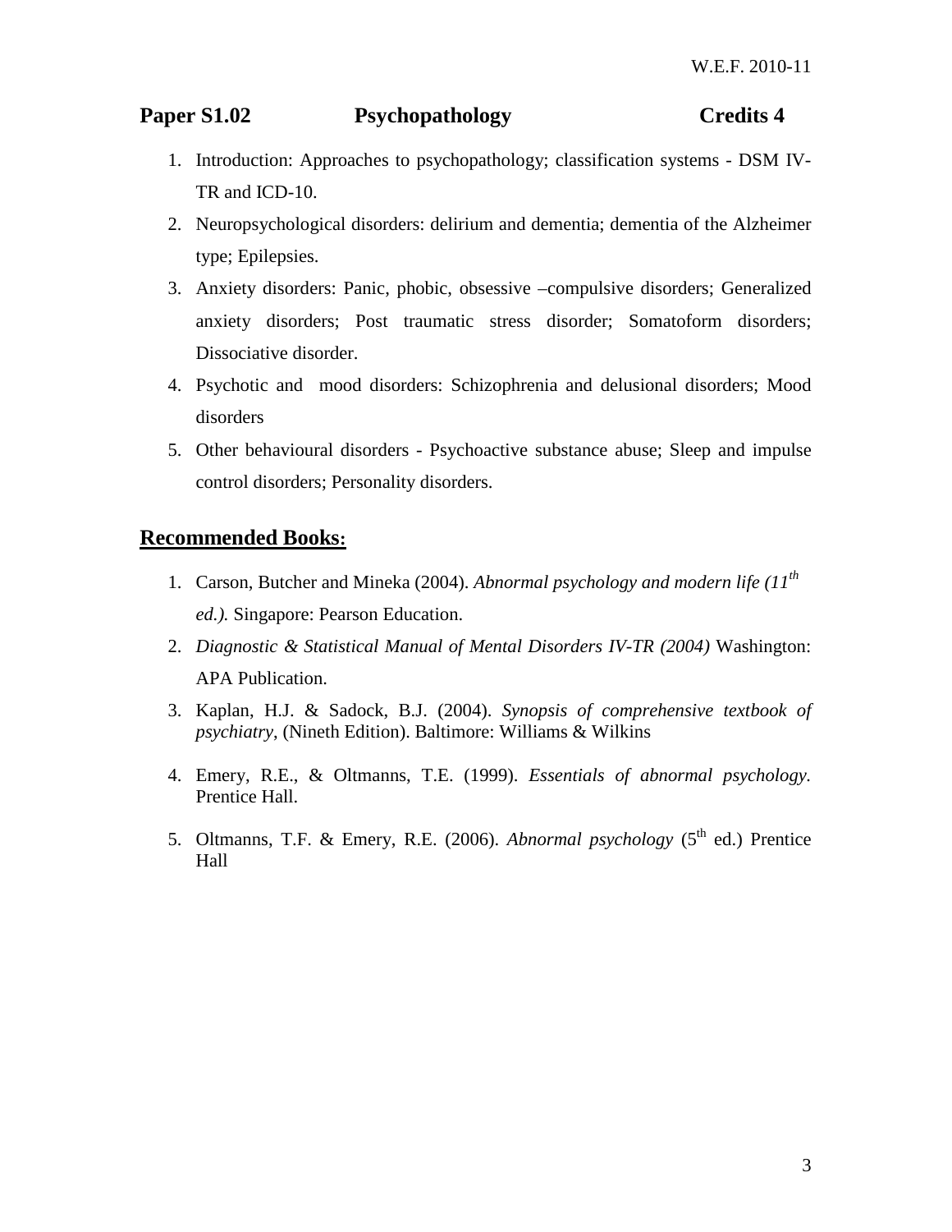**Paper S1.02 Psychopathology Credits 4**

1. Introduction: Approaches to psychopathology; classification systems - DSM IV-TR and ICD-10.
2. Neuropsychological disorders: delirium and dementia; dementia of the Alzheimer type; Epilepsies.
3. Anxiety disorders: Panic, phobic, obsessive –compulsive disorders; Generalized anxiety disorders; Post traumatic stress disorder; Somatoform disorders; Dissociative disorder.
4. Psychotic and mood disorders: Schizophrenia and delusional disorders; Mood disorders
5. Other behavioural disorders - Psychoactive substance abuse; Sleep and impulse control disorders; Personality disorders.

## Recommended Books:

1. Carson, Butcher and Mineka (2004). *Abnormal psychology and modern life (11th ed.).* Singapore: Pearson Education.
2. *Diagnostic & Statistical Manual of Mental Disorders IV-TR (2004)* Washington: APA Publication.
3. Kaplan, H.J. & Sadock, B.J. (2004). *Synopsis of comprehensive textbook of psychiatry*, (Nineth Edition). Baltimore: Williams & Wilkins
4. Emery, R.E., & Oltmanns, T.E. (1999). *Essentials of abnormal psychology.* Prentice Hall.
5. Oltmanns, T.F. & Emery, R.E. (2006). *Abnormal psychology* (5th ed.) Prentice Hall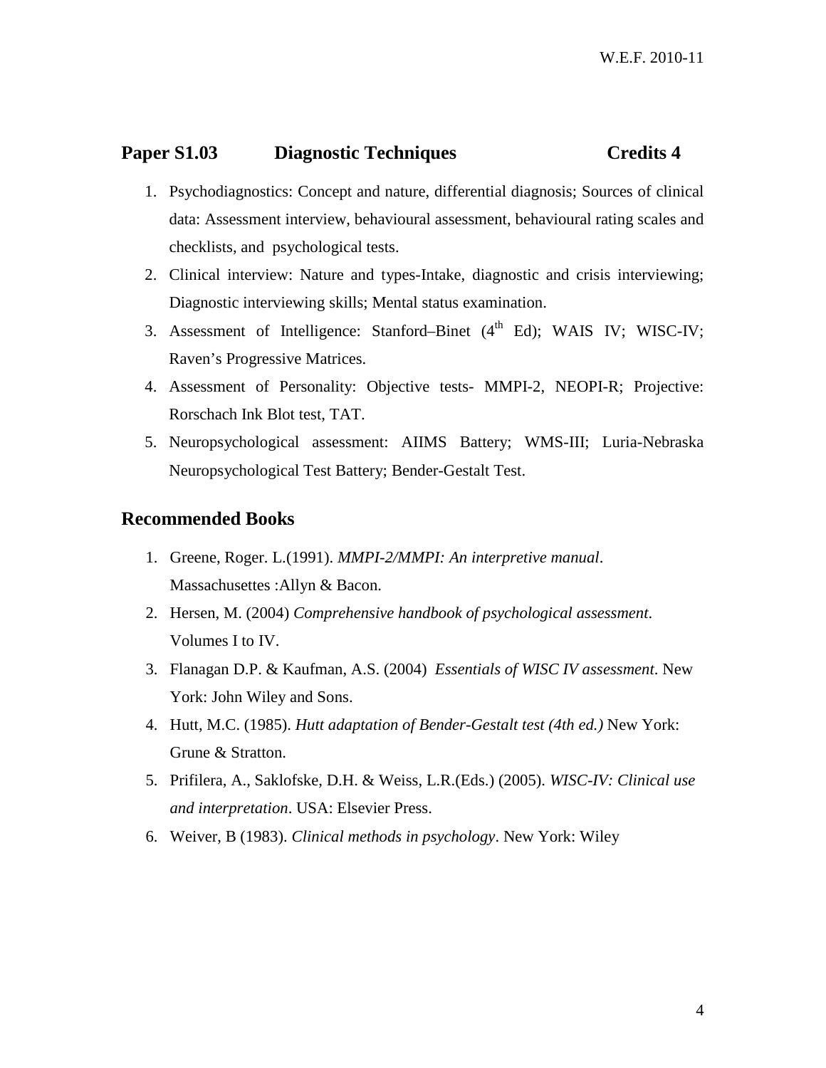W.E.F. 2010-11

## Paper S1.03 Diagnostic Techniques Credits 4

1. Psychodiagnostics: Concept and nature, differential diagnosis; Sources of clinical data: Assessment interview, behavioural assessment, behavioural rating scales and checklists, and psychological tests.
2. Clinical interview: Nature and types-Intake, diagnostic and crisis interviewing; Diagnostic interviewing skills; Mental status examination.
3. Assessment of Intelligence: Stanford–Binet ($4^{th}$ Ed); WAIS IV; WISC-IV; Raven's Progressive Matrices.
4. Assessment of Personality: Objective tests- MMPI-2, NEOPI-R; Projective: Rorschach Ink Blot test, TAT.
5. Neuropsychological assessment: AIIMS Battery; WMS-III; Luria-Nebraska Neuropsychological Test Battery; Bender-Gestalt Test.

## Recommended Books

1. Greene, Roger. L.(1991). *MMPI-2/MMPI: An interpretive manual*. Massachusettes :Allyn & Bacon.
2. Hersen, M. (2004) *Comprehensive handbook of psychological assessment*. Volumes I to IV.
3. Flanagan D.P. & Kaufman, A.S. (2004) *Essentials of WISC IV assessment*. New York: John Wiley and Sons.
4. Hutt, M.C. (1985). *Hutt adaptation of Bender-Gestalt test (4th ed.)* New York: Grune & Stratton.
5. Prifilera, A., Saklofske, D.H. & Weiss, L.R.(Eds.) (2005). *WISC-IV: Clinical use and interpretation*. USA: Elsevier Press.
6. Weiver, B (1983). *Clinical methods in psychology*. New York: Wiley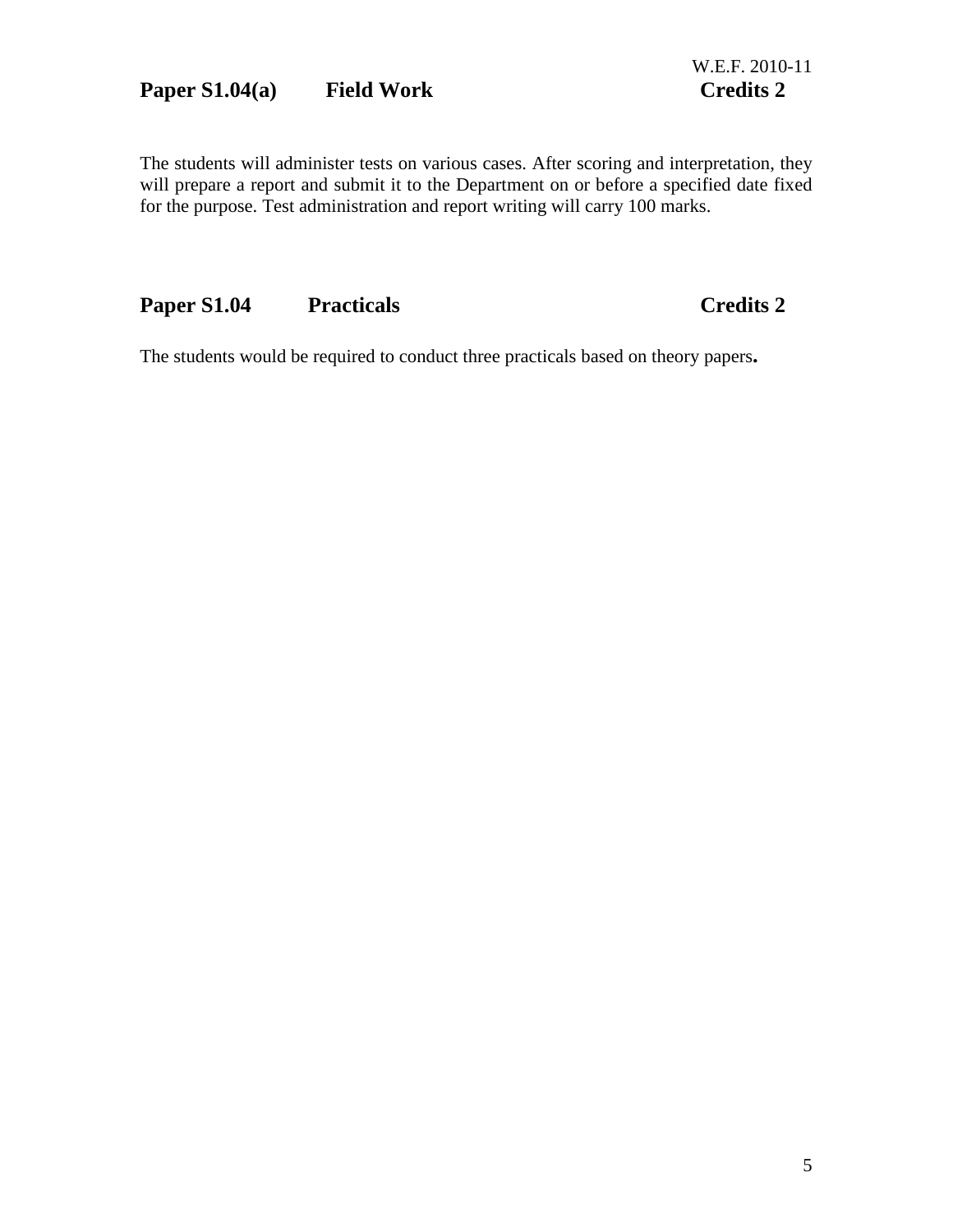W.E.F. 2010-11

## Paper S1.04(a) Field Work Credits 2

The students will administer tests on various cases. After scoring and interpretation, they will prepare a report and submit it to the Department on or before a specified date fixed for the purpose. Test administration and report writing will carry 100 marks.

## Paper S1.04 Practicals Credits 2

The students would be required to conduct three practicals based on theory papers**.**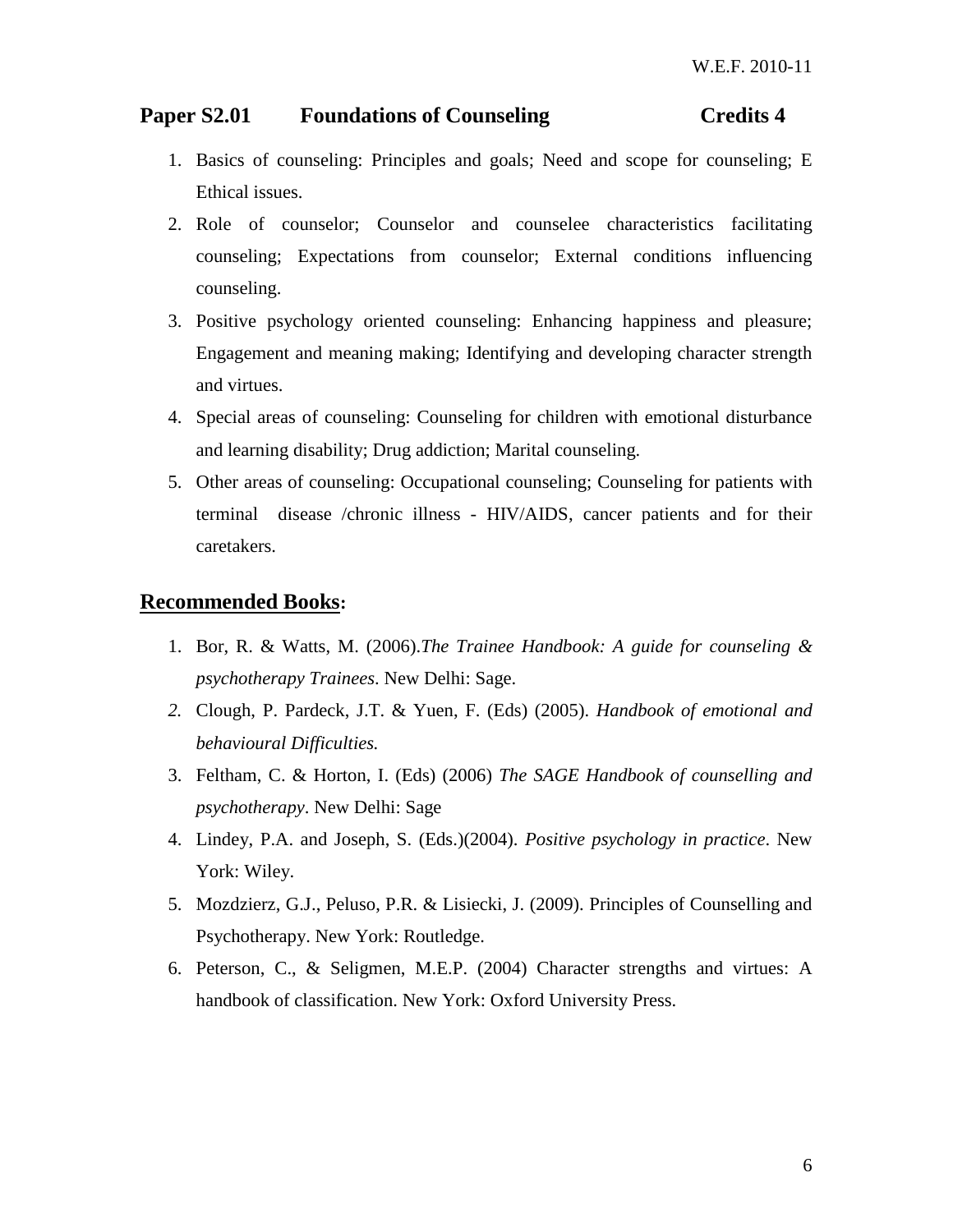W.E.F. 2010-11

## Paper S2.01 Foundations of Counseling Credits 4

1. Basics of counseling: Principles and goals; Need and scope for counseling; E Ethical issues.
2. Role of counselor; Counselor and counselee characteristics facilitating counseling; Expectations from counselor; External conditions influencing counseling.
3. Positive psychology oriented counseling: Enhancing happiness and pleasure; Engagement and meaning making; Identifying and developing character strength and virtues.
4. Special areas of counseling: Counseling for children with emotional disturbance and learning disability; Drug addiction; Marital counseling.
5. Other areas of counseling: Occupational counseling; Counseling for patients with terminal disease /chronic illness - HIV/AIDS, cancer patients and for their caretakers.

## Recommended Books:

1. Bor, R. & Watts, M. (2006).*The Trainee Handbook: A guide for counseling & psychotherapy Trainees*. New Delhi: Sage.
2. Clough, P. Pardeck, J.T. & Yuen, F. (Eds) (2005). *Handbook of emotional and behavioural Difficulties.*
3. Feltham, C. & Horton, I. (Eds) (2006) *The SAGE Handbook of counselling and psychotherapy*. New Delhi: Sage
4. Lindey, P.A. and Joseph, S. (Eds.)(2004). *Positive psychology in practice*. New York: Wiley.
5. Mozdzierz, G.J., Peluso, P.R. & Lisiecki, J. (2009). Principles of Counselling and Psychotherapy. New York: Routledge.
6. Peterson, C., & Seligmen, M.E.P. (2004) Character strengths and virtues: A handbook of classification. New York: Oxford University Press.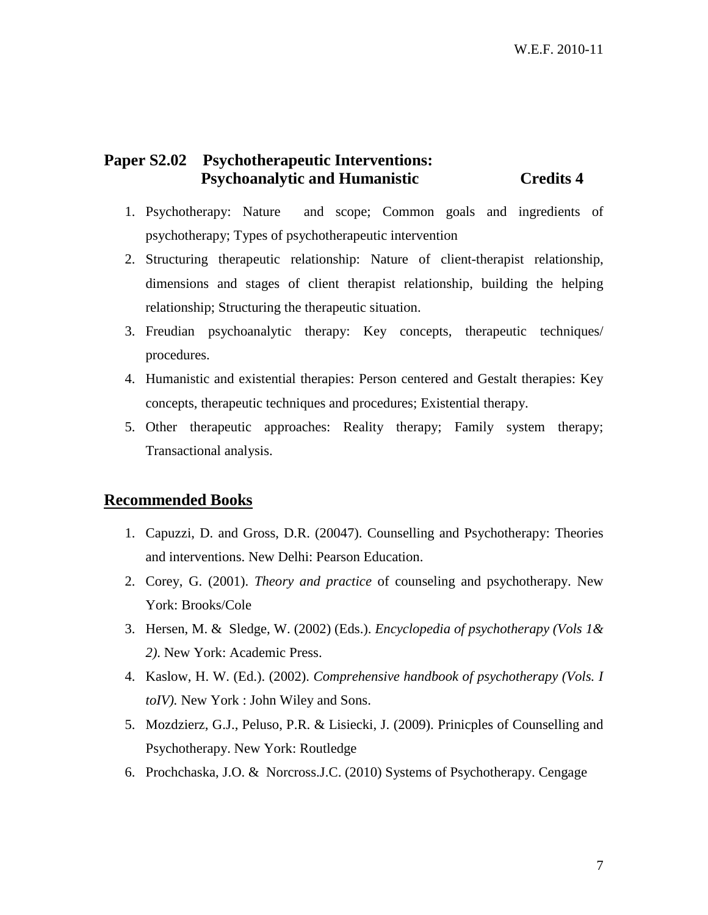## Paper S2.02 Psychotherapeutic Interventions: Psychoanalytic and Humanistic **Credits 4**

1. Psychotherapy: Nature and scope; Common goals and ingredients of psychotherapy; Types of psychotherapeutic intervention
2. Structuring therapeutic relationship: Nature of client-therapist relationship, dimensions and stages of client therapist relationship, building the helping relationship; Structuring the therapeutic situation.
3. Freudian psychoanalytic therapy: Key concepts, therapeutic techniques/ procedures.
4. Humanistic and existential therapies: Person centered and Gestalt therapies: Key concepts, therapeutic techniques and procedures; Existential therapy.
5. Other therapeutic approaches: Reality therapy; Family system therapy; Transactional analysis.

## Recommended Books

1. Capuzzi, D. and Gross, D.R. (20047). Counselling and Psychotherapy: Theories and interventions. New Delhi: Pearson Education.
2. Corey, G. (2001). *Theory and practice* of counseling and psychotherapy. New York: Brooks/Cole
3. Hersen, M. & Sledge, W. (2002) (Eds.). *Encyclopedia of psychotherapy (Vols 1& 2).* New York: Academic Press.
4. Kaslow, H. W. (Ed.). (2002). *Comprehensive handbook of psychotherapy (Vols. I toIV).* New York : John Wiley and Sons.
5. Mozdzierz, G.J., Peluso, P.R. & Lisiecki, J. (2009). Prinicples of Counselling and Psychotherapy. New York: Routledge
6. Prochchaska, J.O. & Norcross.J.C. (2010) Systems of Psychotherapy. Cengage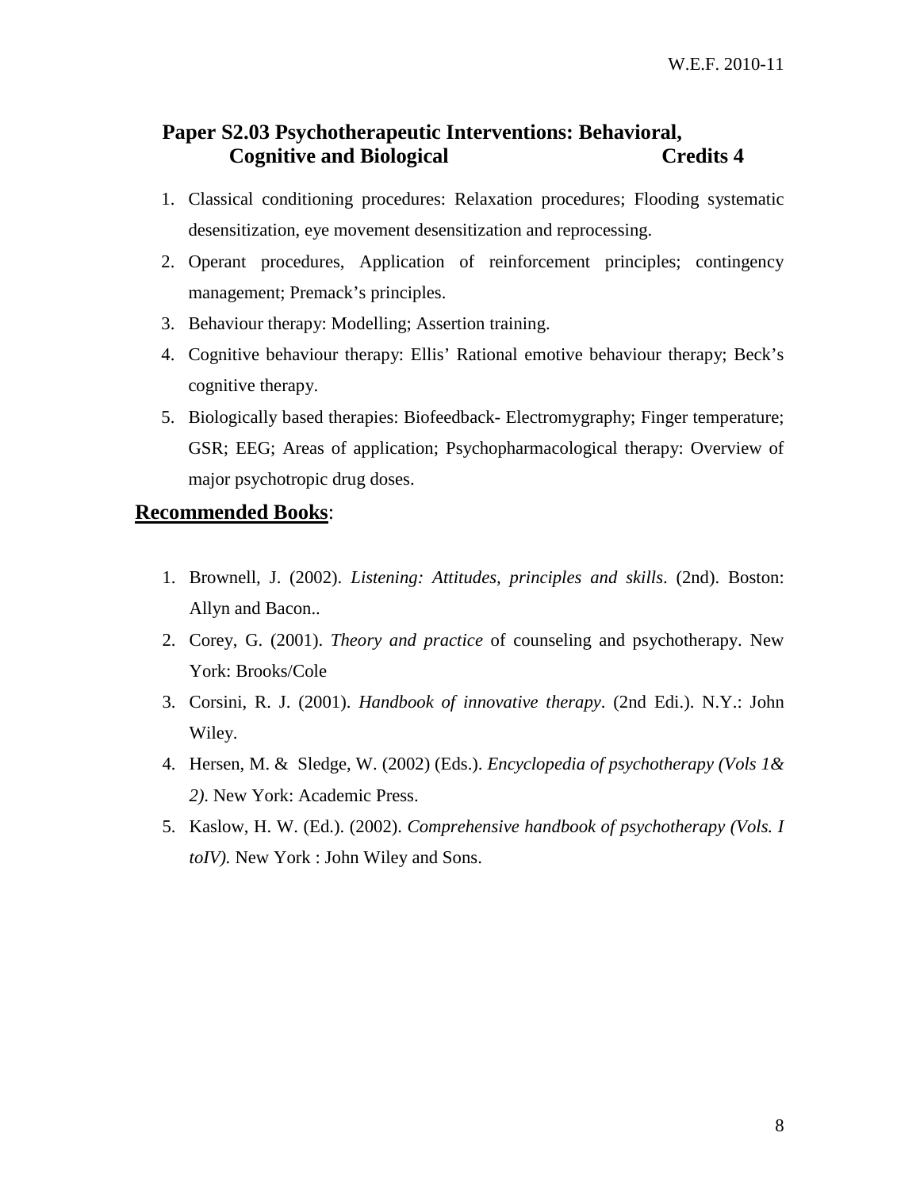## Paper S2.03 Psychotherapeutic Interventions: Behavioral, Cognitive and Biological — Credits 4

1. Classical conditioning procedures: Relaxation procedures; Flooding systematic desensitization, eye movement desensitization and reprocessing.
2. Operant procedures, Application of reinforcement principles; contingency management; Premack's principles.
3. Behaviour therapy: Modelling; Assertion training.
4. Cognitive behaviour therapy: Ellis' Rational emotive behaviour therapy; Beck's cognitive therapy.
5. Biologically based therapies: Biofeedback- Electromygraphy; Finger temperature; GSR; EEG; Areas of application; Psychopharmacological therapy: Overview of major psychotropic drug doses.

## Recommended Books:

1. Brownell, J. (2002). *Listening: Attitudes, principles and skills*. (2nd). Boston: Allyn and Bacon..
2. Corey, G. (2001). *Theory and practice* of counseling and psychotherapy. New York: Brooks/Cole
3. Corsini, R. J. (2001). *Handbook of innovative therapy*. (2nd Edi.). N.Y.: John Wiley.
4. Hersen, M. & Sledge, W. (2002) (Eds.). *Encyclopedia of psychotherapy (Vols 1& 2).* New York: Academic Press.
5. Kaslow, H. W. (Ed.). (2002). *Comprehensive handbook of psychotherapy (Vols. I toIV).* New York : John Wiley and Sons.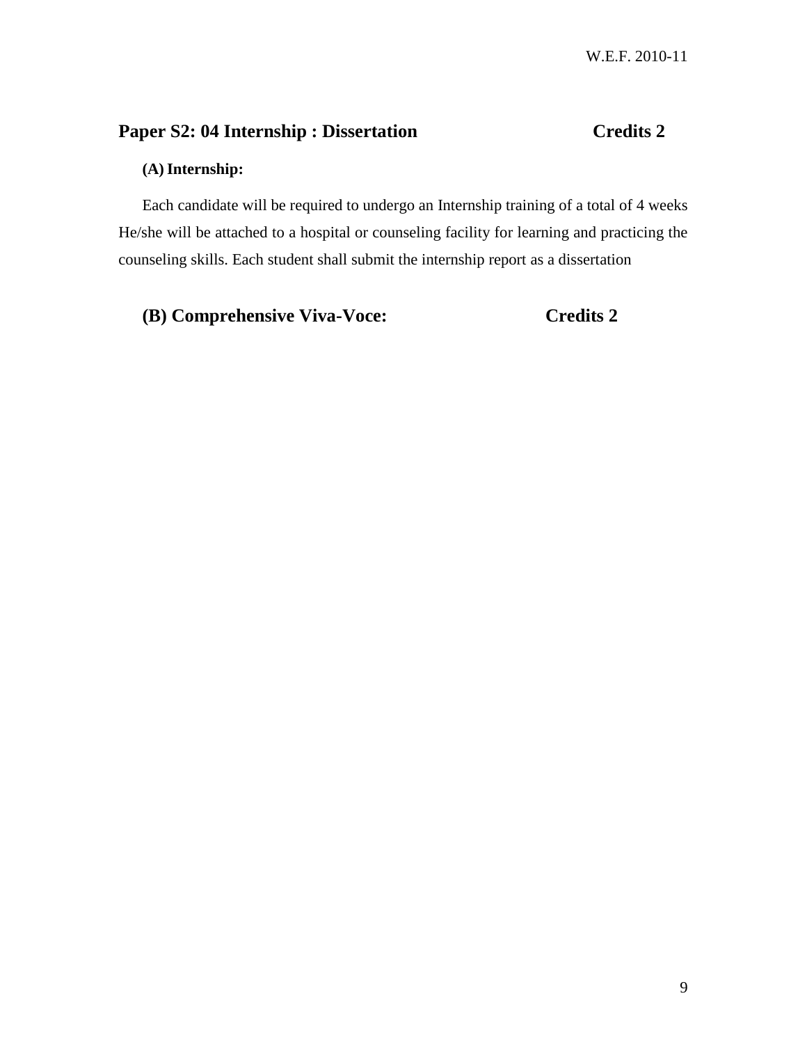## Paper S2: 04 Internship : Dissertation Credits 2

**(A) Internship:**

Each candidate will be required to undergo an Internship training of a total of 4 weeks He/she will be attached to a hospital or counseling facility for learning and practicing the counseling skills. Each student shall submit the internship report as a dissertation

## (B) Comprehensive Viva-Voce: Credits 2